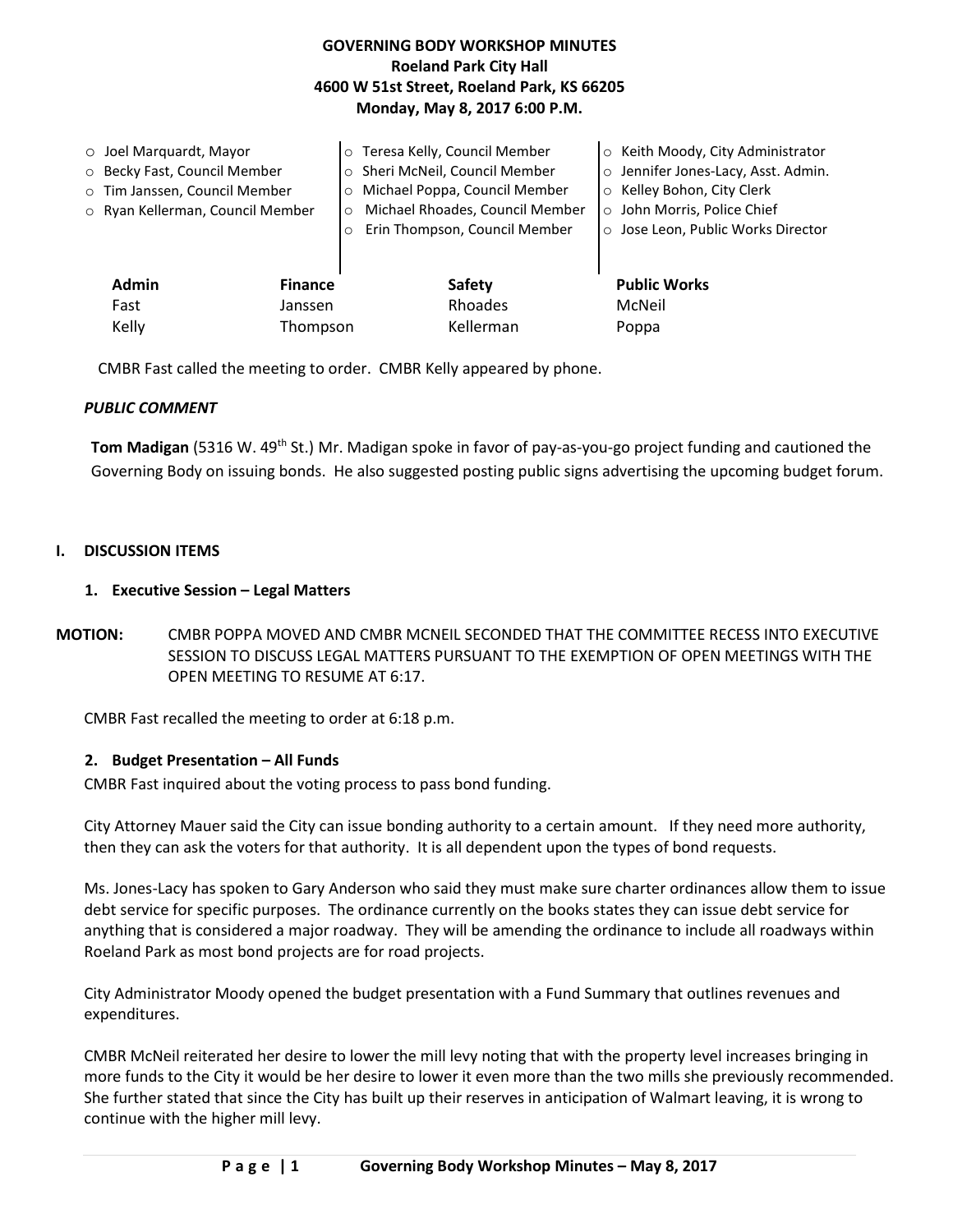**GOVERNING BODY WORKSHOP MINUTES**
**Roeland Park City Hall**
**4600 W 51st Street, Roeland Park, KS 66205**
**Monday, May 8, 2017 6:00 P.M.**

- Joel Marquardt, Mayor
- Becky Fast, Council Member
- Tim Janssen, Council Member
- Ryan Kellerman, Council Member
- Teresa Kelly, Council Member
- Sheri McNeil, Council Member
- Michael Poppa, Council Member
- Michael Rhoades, Council Member
- Erin Thompson, Council Member
- Keith Moody, City Administrator
- Jennifer Jones-Lacy, Asst. Admin.
- Kelley Bohon, City Clerk
- John Morris, Police Chief
- Jose Leon, Public Works Director

| Admin | Finance | Safety | Public Works |
|---|---|---|---|
| Fast | Janssen | Rhoades | McNeil |
| Kelly | Thompson | Kellerman | Poppa |

CMBR Fast called the meeting to order. CMBR Kelly appeared by phone.

***PUBLIC COMMENT***

**Tom Madigan** (5316 W. 49th St.) Mr. Madigan spoke in favor of pay-as-you-go project funding and cautioned the Governing Body on issuing bonds. He also suggested posting public signs advertising the upcoming budget forum.

## I. DISCUSSION ITEMS

### 1. Executive Session – Legal Matters

**MOTION:** CMBR POPPA MOVED AND CMBR MCNEIL SECONDED THAT THE COMMITTEE RECESS INTO EXECUTIVE SESSION TO DISCUSS LEGAL MATTERS PURSUANT TO THE EXEMPTION OF OPEN MEETINGS WITH THE OPEN MEETING TO RESUME AT 6:17.

CMBR Fast recalled the meeting to order at 6:18 p.m.

### 2. Budget Presentation – All Funds

CMBR Fast inquired about the voting process to pass bond funding.

City Attorney Mauer said the City can issue bonding authority to a certain amount. If they need more authority, then they can ask the voters for that authority. It is all dependent upon the types of bond requests.

Ms. Jones-Lacy has spoken to Gary Anderson who said they must make sure charter ordinances allow them to issue debt service for specific purposes. The ordinance currently on the books states they can issue debt service for anything that is considered a major roadway. They will be amending the ordinance to include all roadways within Roeland Park as most bond projects are for road projects.

City Administrator Moody opened the budget presentation with a Fund Summary that outlines revenues and expenditures.

CMBR McNeil reiterated her desire to lower the mill levy noting that with the property level increases bringing in more funds to the City it would be her desire to lower it even more than the two mills she previously recommended. She further stated that since the City has built up their reserves in anticipation of Walmart leaving, it is wrong to continue with the higher mill levy.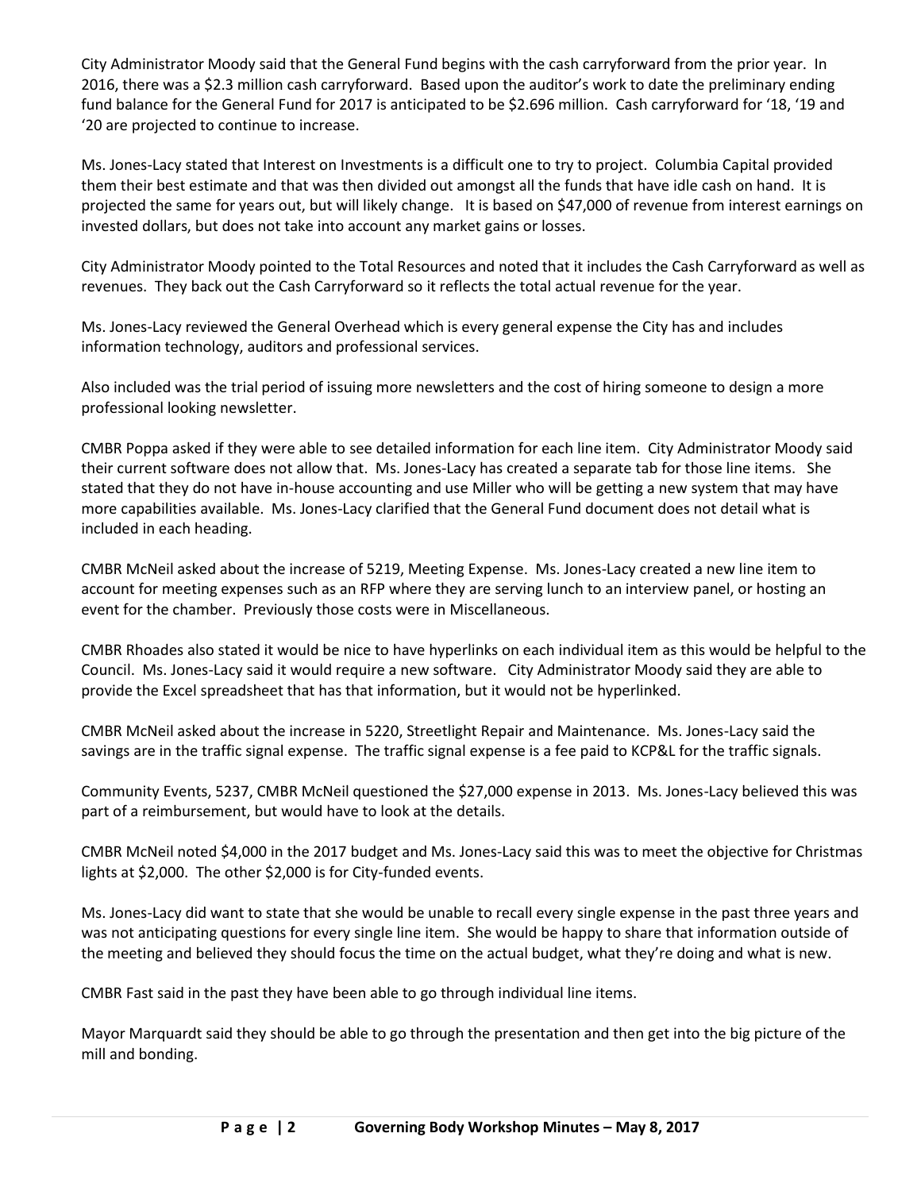City Administrator Moody said that the General Fund begins with the cash carryforward from the prior year. In 2016, there was a $2.3 million cash carryforward. Based upon the auditor's work to date the preliminary ending fund balance for the General Fund for 2017 is anticipated to be $2.696 million. Cash carryforward for '18, '19 and '20 are projected to continue to increase.

Ms. Jones-Lacy stated that Interest on Investments is a difficult one to try to project. Columbia Capital provided them their best estimate and that was then divided out amongst all the funds that have idle cash on hand. It is projected the same for years out, but will likely change. It is based on $47,000 of revenue from interest earnings on invested dollars, but does not take into account any market gains or losses.

City Administrator Moody pointed to the Total Resources and noted that it includes the Cash Carryforward as well as revenues. They back out the Cash Carryforward so it reflects the total actual revenue for the year.

Ms. Jones-Lacy reviewed the General Overhead which is every general expense the City has and includes information technology, auditors and professional services.

Also included was the trial period of issuing more newsletters and the cost of hiring someone to design a more professional looking newsletter.

CMBR Poppa asked if they were able to see detailed information for each line item. City Administrator Moody said their current software does not allow that. Ms. Jones-Lacy has created a separate tab for those line items. She stated that they do not have in-house accounting and use Miller who will be getting a new system that may have more capabilities available. Ms. Jones-Lacy clarified that the General Fund document does not detail what is included in each heading.

CMBR McNeil asked about the increase of 5219, Meeting Expense. Ms. Jones-Lacy created a new line item to account for meeting expenses such as an RFP where they are serving lunch to an interview panel, or hosting an event for the chamber. Previously those costs were in Miscellaneous.

CMBR Rhoades also stated it would be nice to have hyperlinks on each individual item as this would be helpful to the Council. Ms. Jones-Lacy said it would require a new software. City Administrator Moody said they are able to provide the Excel spreadsheet that has that information, but it would not be hyperlinked.

CMBR McNeil asked about the increase in 5220, Streetlight Repair and Maintenance. Ms. Jones-Lacy said the savings are in the traffic signal expense. The traffic signal expense is a fee paid to KCP&L for the traffic signals.

Community Events, 5237, CMBR McNeil questioned the $27,000 expense in 2013. Ms. Jones-Lacy believed this was part of a reimbursement, but would have to look at the details.

CMBR McNeil noted $4,000 in the 2017 budget and Ms. Jones-Lacy said this was to meet the objective for Christmas lights at $2,000. The other $2,000 is for City-funded events.

Ms. Jones-Lacy did want to state that she would be unable to recall every single expense in the past three years and was not anticipating questions for every single line item. She would be happy to share that information outside of the meeting and believed they should focus the time on the actual budget, what they're doing and what is new.

CMBR Fast said in the past they have been able to go through individual line items.

Mayor Marquardt said they should be able to go through the presentation and then get into the big picture of the mill and bonding.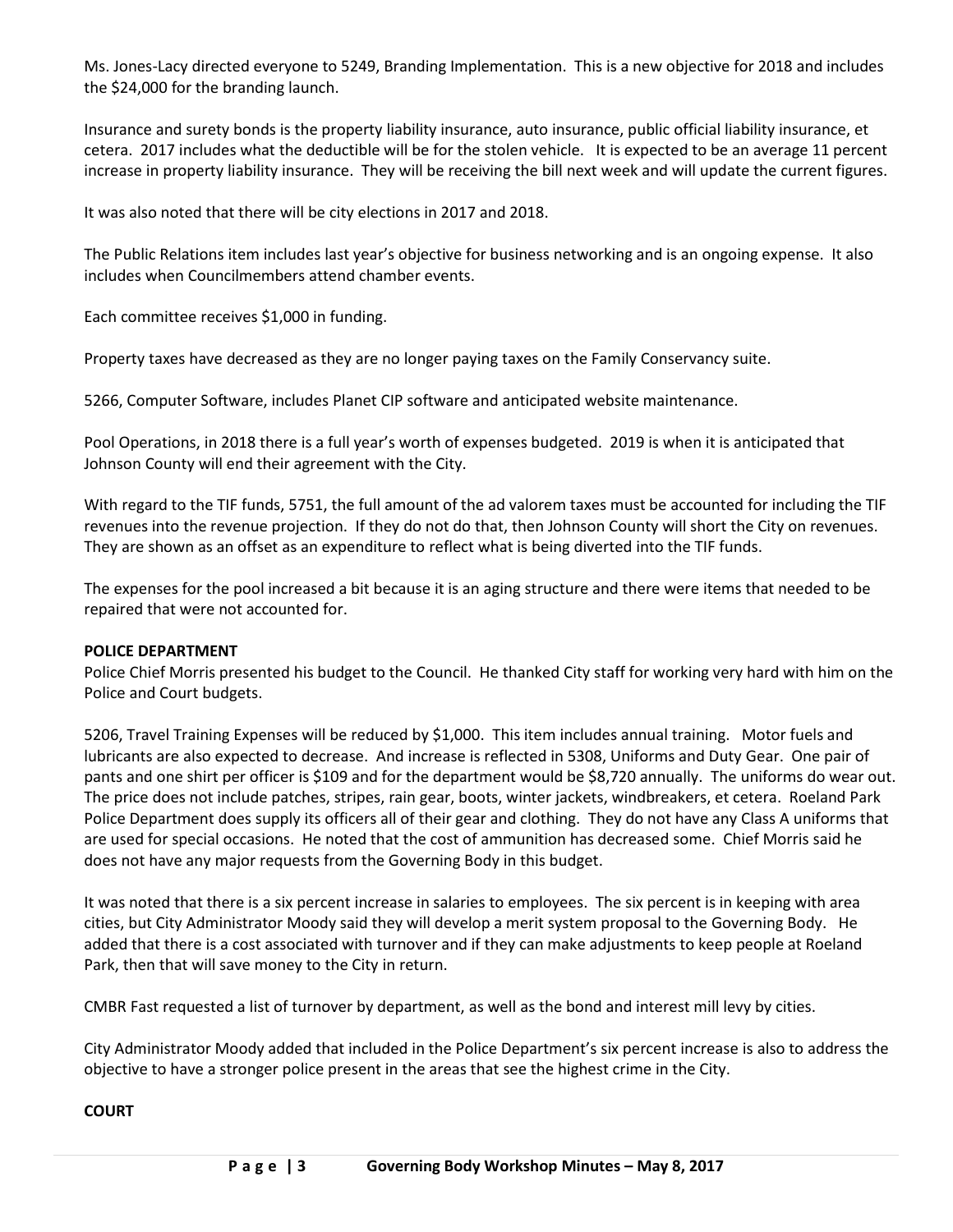Ms. Jones-Lacy directed everyone to 5249, Branding Implementation. This is a new objective for 2018 and includes the $24,000 for the branding launch.

Insurance and surety bonds is the property liability insurance, auto insurance, public official liability insurance, et cetera. 2017 includes what the deductible will be for the stolen vehicle. It is expected to be an average 11 percent increase in property liability insurance. They will be receiving the bill next week and will update the current figures.

It was also noted that there will be city elections in 2017 and 2018.

The Public Relations item includes last year's objective for business networking and is an ongoing expense. It also includes when Councilmembers attend chamber events.

Each committee receives $1,000 in funding.

Property taxes have decreased as they are no longer paying taxes on the Family Conservancy suite.

5266, Computer Software, includes Planet CIP software and anticipated website maintenance.

Pool Operations, in 2018 there is a full year's worth of expenses budgeted. 2019 is when it is anticipated that Johnson County will end their agreement with the City.

With regard to the TIF funds, 5751, the full amount of the ad valorem taxes must be accounted for including the TIF revenues into the revenue projection. If they do not do that, then Johnson County will short the City on revenues. They are shown as an offset as an expenditure to reflect what is being diverted into the TIF funds.

The expenses for the pool increased a bit because it is an aging structure and there were items that needed to be repaired that were not accounted for.

**POLICE DEPARTMENT**

Police Chief Morris presented his budget to the Council. He thanked City staff for working very hard with him on the Police and Court budgets.

5206, Travel Training Expenses will be reduced by $1,000. This item includes annual training. Motor fuels and lubricants are also expected to decrease. And increase is reflected in 5308, Uniforms and Duty Gear. One pair of pants and one shirt per officer is $109 and for the department would be $8,720 annually. The uniforms do wear out. The price does not include patches, stripes, rain gear, boots, winter jackets, windbreakers, et cetera. Roeland Park Police Department does supply its officers all of their gear and clothing. They do not have any Class A uniforms that are used for special occasions. He noted that the cost of ammunition has decreased some. Chief Morris said he does not have any major requests from the Governing Body in this budget.

It was noted that there is a six percent increase in salaries to employees. The six percent is in keeping with area cities, but City Administrator Moody said they will develop a merit system proposal to the Governing Body. He added that there is a cost associated with turnover and if they can make adjustments to keep people at Roeland Park, then that will save money to the City in return.

CMBR Fast requested a list of turnover by department, as well as the bond and interest mill levy by cities.

City Administrator Moody added that included in the Police Department's six percent increase is also to address the objective to have a stronger police present in the areas that see the highest crime in the City.

**COURT**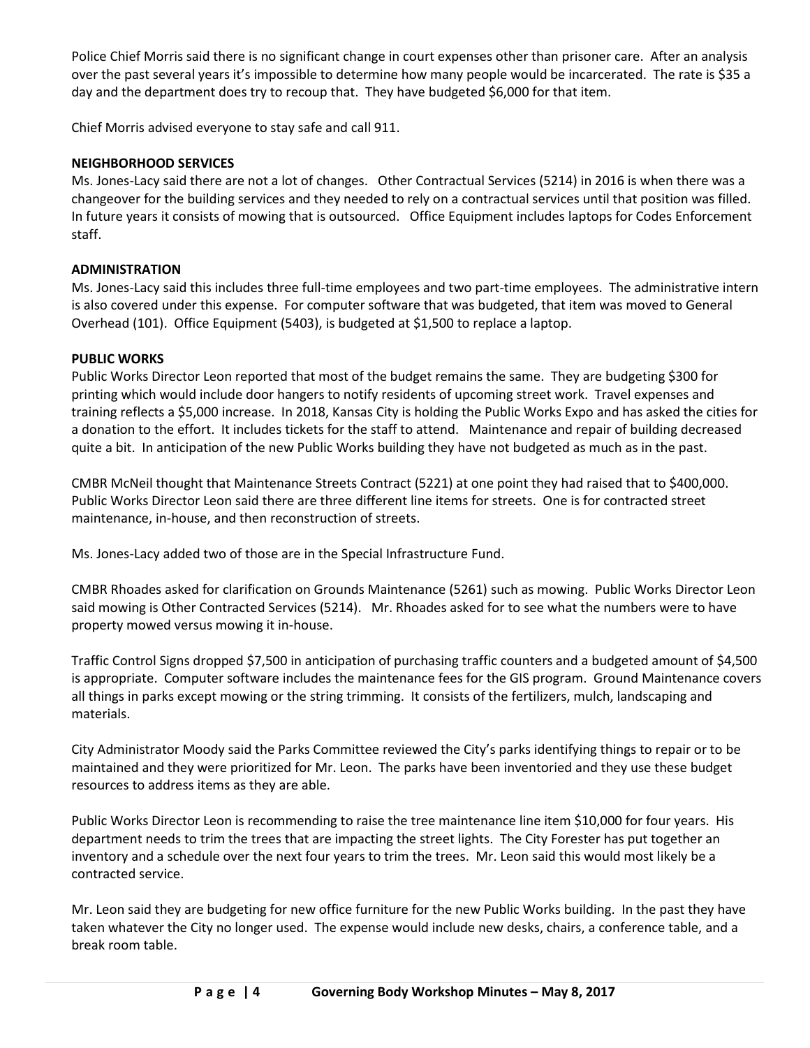Police Chief Morris said there is no significant change in court expenses other than prisoner care. After an analysis over the past several years it's impossible to determine how many people would be incarcerated. The rate is $35 a day and the department does try to recoup that. They have budgeted $6,000 for that item.

Chief Morris advised everyone to stay safe and call 911.

**NEIGHBORHOOD SERVICES**

Ms. Jones-Lacy said there are not a lot of changes. Other Contractual Services (5214) in 2016 is when there was a changeover for the building services and they needed to rely on a contractual services until that position was filled. In future years it consists of mowing that is outsourced. Office Equipment includes laptops for Codes Enforcement staff.

**ADMINISTRATION**

Ms. Jones-Lacy said this includes three full-time employees and two part-time employees. The administrative intern is also covered under this expense. For computer software that was budgeted, that item was moved to General Overhead (101). Office Equipment (5403), is budgeted at $1,500 to replace a laptop.

**PUBLIC WORKS**

Public Works Director Leon reported that most of the budget remains the same. They are budgeting $300 for printing which would include door hangers to notify residents of upcoming street work. Travel expenses and training reflects a $5,000 increase. In 2018, Kansas City is holding the Public Works Expo and has asked the cities for a donation to the effort. It includes tickets for the staff to attend. Maintenance and repair of building decreased quite a bit. In anticipation of the new Public Works building they have not budgeted as much as in the past.

CMBR McNeil thought that Maintenance Streets Contract (5221) at one point they had raised that to $400,000. Public Works Director Leon said there are three different line items for streets. One is for contracted street maintenance, in-house, and then reconstruction of streets.

Ms. Jones-Lacy added two of those are in the Special Infrastructure Fund.

CMBR Rhoades asked for clarification on Grounds Maintenance (5261) such as mowing. Public Works Director Leon said mowing is Other Contracted Services (5214). Mr. Rhoades asked for to see what the numbers were to have property mowed versus mowing it in-house.

Traffic Control Signs dropped $7,500 in anticipation of purchasing traffic counters and a budgeted amount of $4,500 is appropriate. Computer software includes the maintenance fees for the GIS program. Ground Maintenance covers all things in parks except mowing or the string trimming. It consists of the fertilizers, mulch, landscaping and materials.

City Administrator Moody said the Parks Committee reviewed the City's parks identifying things to repair or to be maintained and they were prioritized for Mr. Leon. The parks have been inventoried and they use these budget resources to address items as they are able.

Public Works Director Leon is recommending to raise the tree maintenance line item $10,000 for four years. His department needs to trim the trees that are impacting the street lights. The City Forester has put together an inventory and a schedule over the next four years to trim the trees. Mr. Leon said this would most likely be a contracted service.

Mr. Leon said they are budgeting for new office furniture for the new Public Works building. In the past they have taken whatever the City no longer used. The expense would include new desks, chairs, a conference table, and a break room table.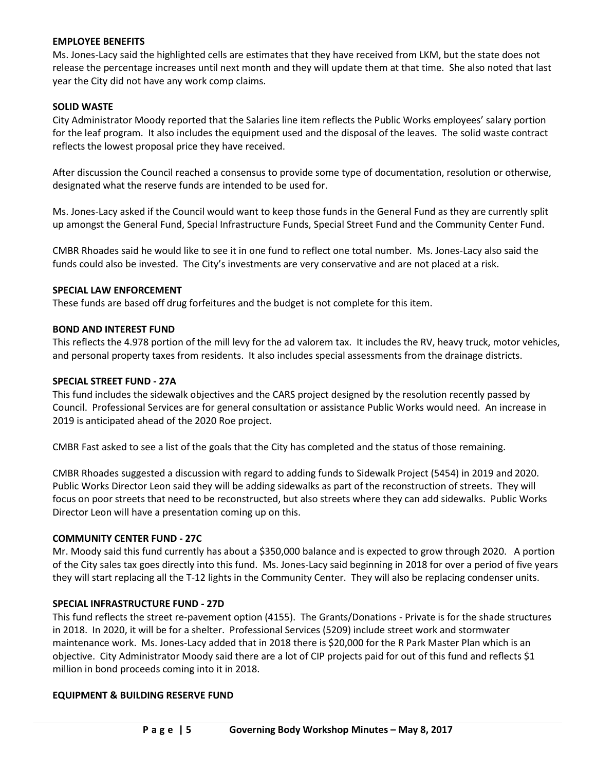**EMPLOYEE BENEFITS**

Ms. Jones-Lacy said the highlighted cells are estimates that they have received from LKM, but the state does not release the percentage increases until next month and they will update them at that time. She also noted that last year the City did not have any work comp claims.

**SOLID WASTE**

City Administrator Moody reported that the Salaries line item reflects the Public Works employees' salary portion for the leaf program. It also includes the equipment used and the disposal of the leaves. The solid waste contract reflects the lowest proposal price they have received.

After discussion the Council reached a consensus to provide some type of documentation, resolution or otherwise, designated what the reserve funds are intended to be used for.

Ms. Jones-Lacy asked if the Council would want to keep those funds in the General Fund as they are currently split up amongst the General Fund, Special Infrastructure Funds, Special Street Fund and the Community Center Fund.

CMBR Rhoades said he would like to see it in one fund to reflect one total number. Ms. Jones-Lacy also said the funds could also be invested. The City's investments are very conservative and are not placed at a risk.

**SPECIAL LAW ENFORCEMENT**

These funds are based off drug forfeitures and the budget is not complete for this item.

**BOND AND INTEREST FUND**

This reflects the 4.978 portion of the mill levy for the ad valorem tax. It includes the RV, heavy truck, motor vehicles, and personal property taxes from residents. It also includes special assessments from the drainage districts.

**SPECIAL STREET FUND - 27A**

This fund includes the sidewalk objectives and the CARS project designed by the resolution recently passed by Council. Professional Services are for general consultation or assistance Public Works would need. An increase in 2019 is anticipated ahead of the 2020 Roe project.

CMBR Fast asked to see a list of the goals that the City has completed and the status of those remaining.

CMBR Rhoades suggested a discussion with regard to adding funds to Sidewalk Project (5454) in 2019 and 2020. Public Works Director Leon said they will be adding sidewalks as part of the reconstruction of streets. They will focus on poor streets that need to be reconstructed, but also streets where they can add sidewalks. Public Works Director Leon will have a presentation coming up on this.

**COMMUNITY CENTER FUND - 27C**

Mr. Moody said this fund currently has about a $350,000 balance and is expected to grow through 2020. A portion of the City sales tax goes directly into this fund. Ms. Jones-Lacy said beginning in 2018 for over a period of five years they will start replacing all the T-12 lights in the Community Center. They will also be replacing condenser units.

**SPECIAL INFRASTRUCTURE FUND - 27D**

This fund reflects the street re-pavement option (4155). The Grants/Donations - Private is for the shade structures in 2018. In 2020, it will be for a shelter. Professional Services (5209) include street work and stormwater maintenance work. Ms. Jones-Lacy added that in 2018 there is $20,000 for the R Park Master Plan which is an objective. City Administrator Moody said there are a lot of CIP projects paid for out of this fund and reflects $1 million in bond proceeds coming into it in 2018.

**EQUIPMENT & BUILDING RESERVE FUND**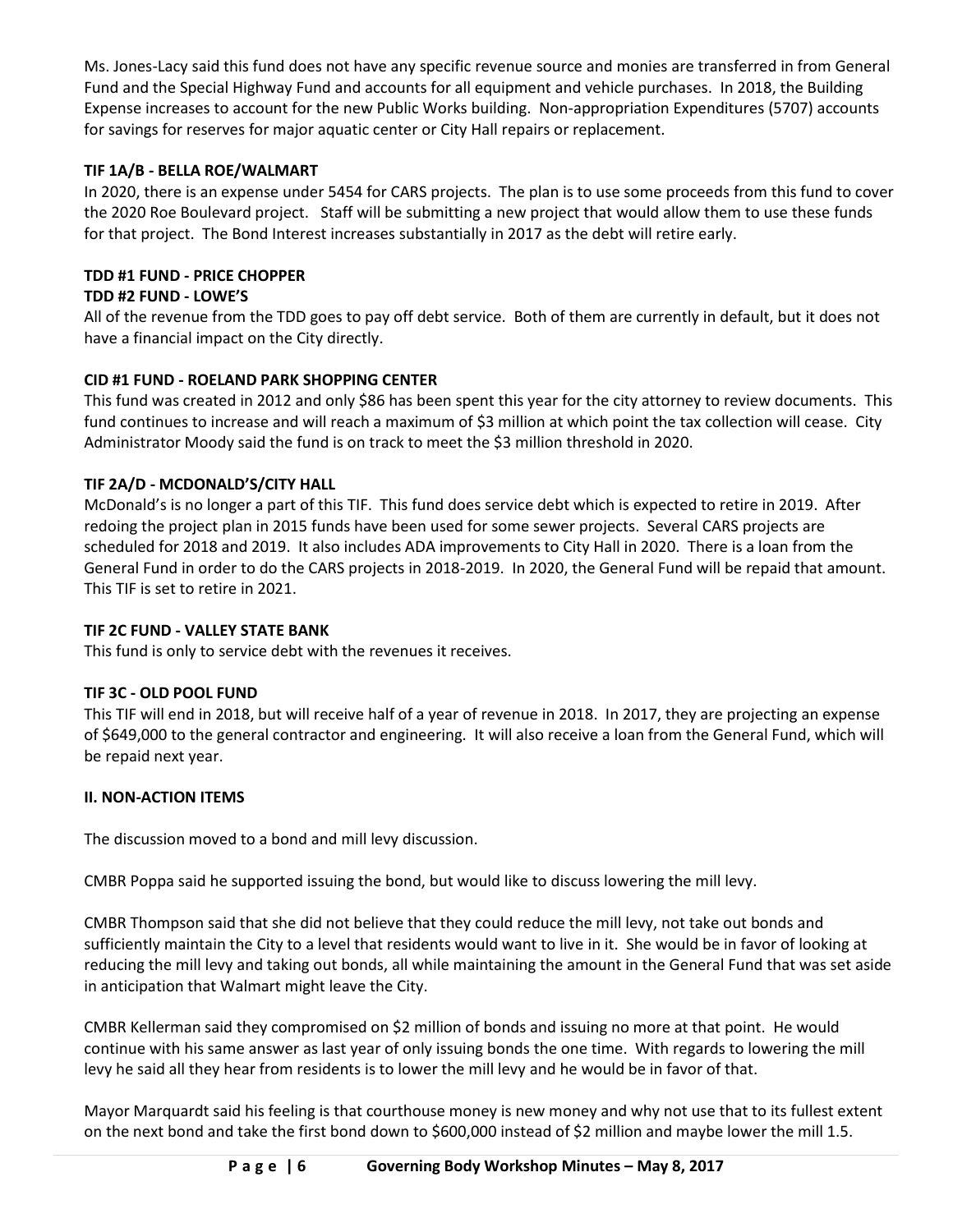Ms. Jones-Lacy said this fund does not have any specific revenue source and monies are transferred in from General Fund and the Special Highway Fund and accounts for all equipment and vehicle purchases. In 2018, the Building Expense increases to account for the new Public Works building. Non-appropriation Expenditures (5707) accounts for savings for reserves for major aquatic center or City Hall repairs or replacement.

**TIF 1A/B - BELLA ROE/WALMART**

In 2020, there is an expense under 5454 for CARS projects. The plan is to use some proceeds from this fund to cover the 2020 Roe Boulevard project. Staff will be submitting a new project that would allow them to use these funds for that project. The Bond Interest increases substantially in 2017 as the debt will retire early.

**TDD #1 FUND - PRICE CHOPPER**

**TDD #2 FUND - LOWE'S**

All of the revenue from the TDD goes to pay off debt service. Both of them are currently in default, but it does not have a financial impact on the City directly.

**CID #1 FUND - ROELAND PARK SHOPPING CENTER**

This fund was created in 2012 and only $86 has been spent this year for the city attorney to review documents. This fund continues to increase and will reach a maximum of $3 million at which point the tax collection will cease. City Administrator Moody said the fund is on track to meet the $3 million threshold in 2020.

**TIF 2A/D - MCDONALD'S/CITY HALL**

McDonald's is no longer a part of this TIF. This fund does service debt which is expected to retire in 2019. After redoing the project plan in 2015 funds have been used for some sewer projects. Several CARS projects are scheduled for 2018 and 2019. It also includes ADA improvements to City Hall in 2020. There is a loan from the General Fund in order to do the CARS projects in 2018-2019. In 2020, the General Fund will be repaid that amount. This TIF is set to retire in 2021.

**TIF 2C FUND - VALLEY STATE BANK**

This fund is only to service debt with the revenues it receives.

**TIF 3C - OLD POOL FUND**

This TIF will end in 2018, but will receive half of a year of revenue in 2018. In 2017, they are projecting an expense of $649,000 to the general contractor and engineering. It will also receive a loan from the General Fund, which will be repaid next year.

**II. NON-ACTION ITEMS**

The discussion moved to a bond and mill levy discussion.

CMBR Poppa said he supported issuing the bond, but would like to discuss lowering the mill levy.

CMBR Thompson said that she did not believe that they could reduce the mill levy, not take out bonds and sufficiently maintain the City to a level that residents would want to live in it. She would be in favor of looking at reducing the mill levy and taking out bonds, all while maintaining the amount in the General Fund that was set aside in anticipation that Walmart might leave the City.

CMBR Kellerman said they compromised on $2 million of bonds and issuing no more at that point. He would continue with his same answer as last year of only issuing bonds the one time. With regards to lowering the mill levy he said all they hear from residents is to lower the mill levy and he would be in favor of that.

Mayor Marquardt said his feeling is that courthouse money is new money and why not use that to its fullest extent on the next bond and take the first bond down to $600,000 instead of $2 million and maybe lower the mill 1.5.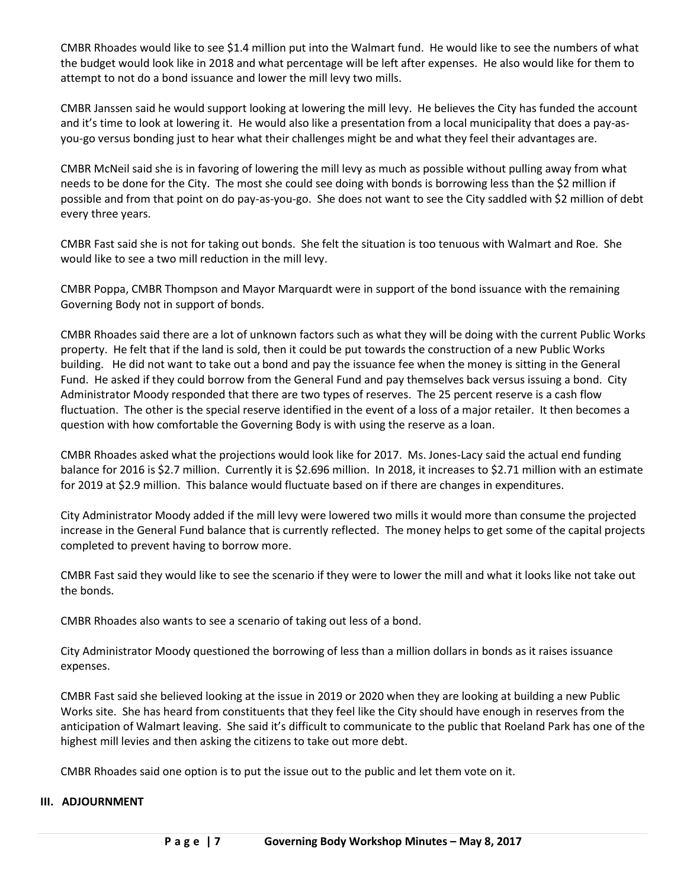CMBR Rhoades would like to see $1.4 million put into the Walmart fund. He would like to see the numbers of what the budget would look like in 2018 and what percentage will be left after expenses. He also would like for them to attempt to not do a bond issuance and lower the mill levy two mills.

CMBR Janssen said he would support looking at lowering the mill levy. He believes the City has funded the account and it's time to look at lowering it. He would also like a presentation from a local municipality that does a pay-as-you-go versus bonding just to hear what their challenges might be and what they feel their advantages are.

CMBR McNeil said she is in favoring of lowering the mill levy as much as possible without pulling away from what needs to be done for the City. The most she could see doing with bonds is borrowing less than the $2 million if possible and from that point on do pay-as-you-go. She does not want to see the City saddled with $2 million of debt every three years.

CMBR Fast said she is not for taking out bonds. She felt the situation is too tenuous with Walmart and Roe. She would like to see a two mill reduction in the mill levy.

CMBR Poppa, CMBR Thompson and Mayor Marquardt were in support of the bond issuance with the remaining Governing Body not in support of bonds.

CMBR Rhoades said there are a lot of unknown factors such as what they will be doing with the current Public Works property. He felt that if the land is sold, then it could be put towards the construction of a new Public Works building. He did not want to take out a bond and pay the issuance fee when the money is sitting in the General Fund. He asked if they could borrow from the General Fund and pay themselves back versus issuing a bond. City Administrator Moody responded that there are two types of reserves. The 25 percent reserve is a cash flow fluctuation. The other is the special reserve identified in the event of a loss of a major retailer. It then becomes a question with how comfortable the Governing Body is with using the reserve as a loan.

CMBR Rhoades asked what the projections would look like for 2017. Ms. Jones-Lacy said the actual end funding balance for 2016 is $2.7 million. Currently it is $2.696 million. In 2018, it increases to $2.71 million with an estimate for 2019 at $2.9 million. This balance would fluctuate based on if there are changes in expenditures.

City Administrator Moody added if the mill levy were lowered two mills it would more than consume the projected increase in the General Fund balance that is currently reflected. The money helps to get some of the capital projects completed to prevent having to borrow more.

CMBR Fast said they would like to see the scenario if they were to lower the mill and what it looks like not take out the bonds.

CMBR Rhoades also wants to see a scenario of taking out less of a bond.

City Administrator Moody questioned the borrowing of less than a million dollars in bonds as it raises issuance expenses.

CMBR Fast said she believed looking at the issue in 2019 or 2020 when they are looking at building a new Public Works site. She has heard from constituents that they feel like the City should have enough in reserves from the anticipation of Walmart leaving. She said it's difficult to communicate to the public that Roeland Park has one of the highest mill levies and then asking the citizens to take out more debt.

CMBR Rhoades said one option is to put the issue out to the public and let them vote on it.

## III. ADJOURNMENT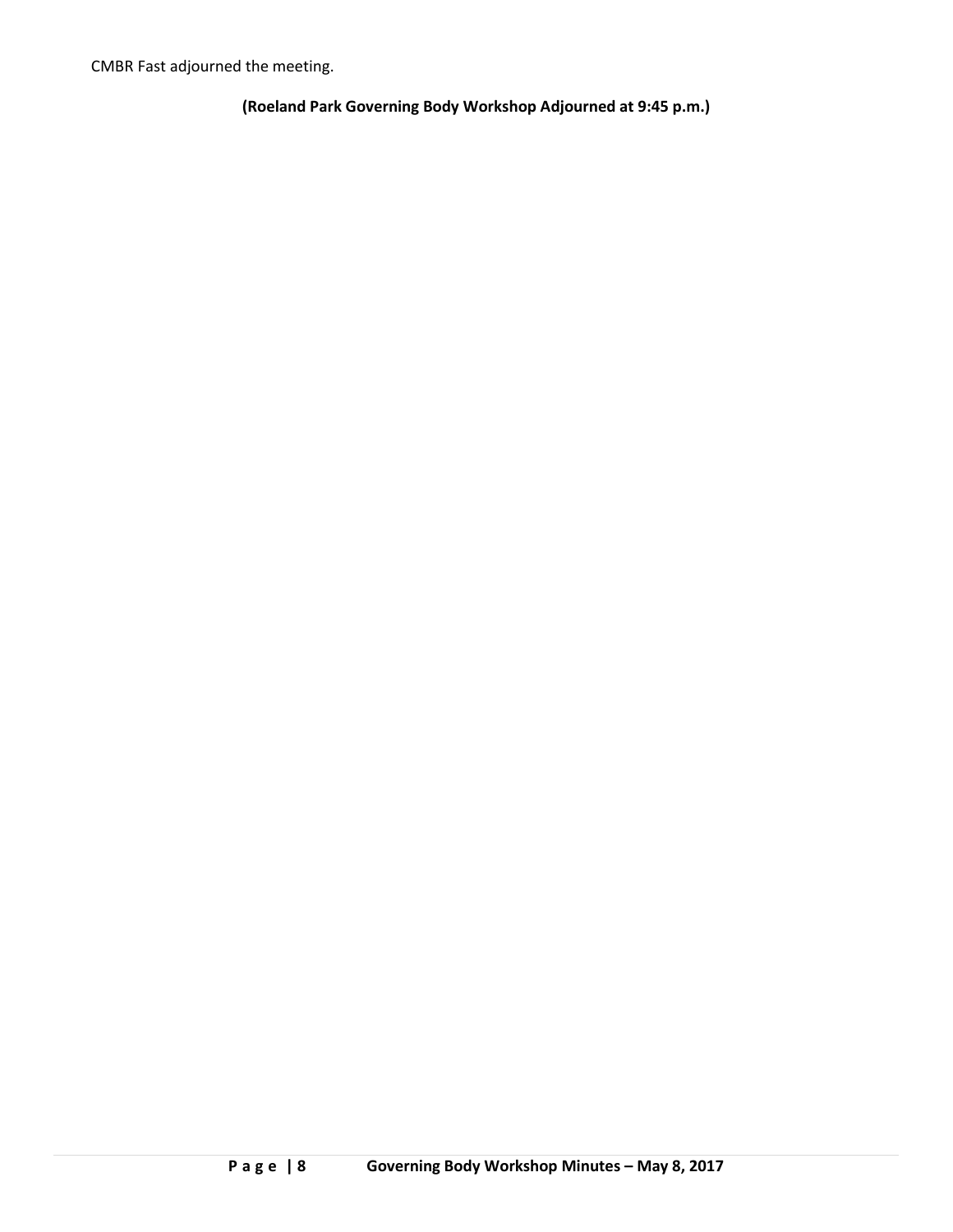CMBR Fast adjourned the meeting.

**(Roeland Park Governing Body Workshop Adjourned at 9:45 p.m.)**